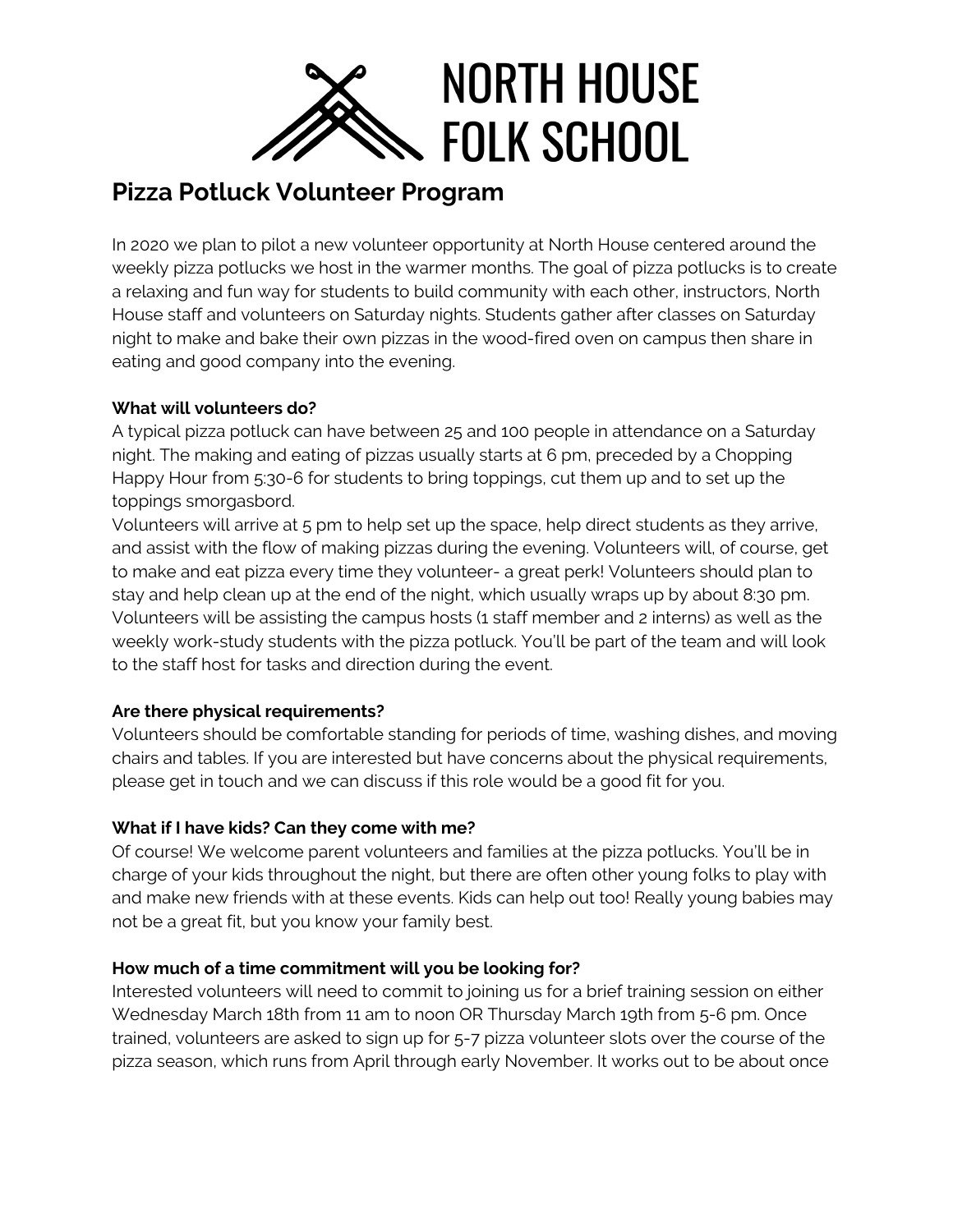# NORTH HOUSE FOLK SCHOOL

## Pizza Potluck Volunteer Program

In 2020 we plan to pilot a new volunteer opportunity at North House centered around the weekly pizza potlucks we host in the warmer months. The goal of pizza potlucks is to create a relaxing and fun way for students to build community with each other, instructors, North House staff and volunteers on Saturday nights. Students gather after classes on Saturday night to make and bake their own pizzas in the wood-fired oven on campus then share in eating and good company into the evening.

**What will volunteers do?**

A typical pizza potluck can have between 25 and 100 people in attendance on a Saturday night. The making and eating of pizzas usually starts at 6 pm, preceded by a Chopping Happy Hour from 5:30-6 for students to bring toppings, cut them up and to set up the toppings smorgasbord.

Volunteers will arrive at 5 pm to help set up the space, help direct students as they arrive, and assist with the flow of making pizzas during the evening. Volunteers will, of course, get to make and eat pizza every time they volunteer- a great perk! Volunteers should plan to stay and help clean up at the end of the night, which usually wraps up by about 8:30 pm. Volunteers will be assisting the campus hosts (1 staff member and 2 interns) as well as the weekly work-study students with the pizza potluck. You'll be part of the team and will look to the staff host for tasks and direction during the event.

**Are there physical requirements?**

Volunteers should be comfortable standing for periods of time, washing dishes, and moving chairs and tables. If you are interested but have concerns about the physical requirements, please get in touch and we can discuss if this role would be a good fit for you.

**What if I have kids? Can they come with me?**

Of course! We welcome parent volunteers and families at the pizza potlucks. You'll be in charge of your kids throughout the night, but there are often other young folks to play with and make new friends with at these events. Kids can help out too! Really young babies may not be a great fit, but you know your family best.

**How much of a time commitment will you be looking for?**

Interested volunteers will need to commit to joining us for a brief training session on either Wednesday March 18th from 11 am to noon OR Thursday March 19th from 5-6 pm. Once trained, volunteers are asked to sign up for 5-7 pizza volunteer slots over the course of the pizza season, which runs from April through early November. It works out to be about once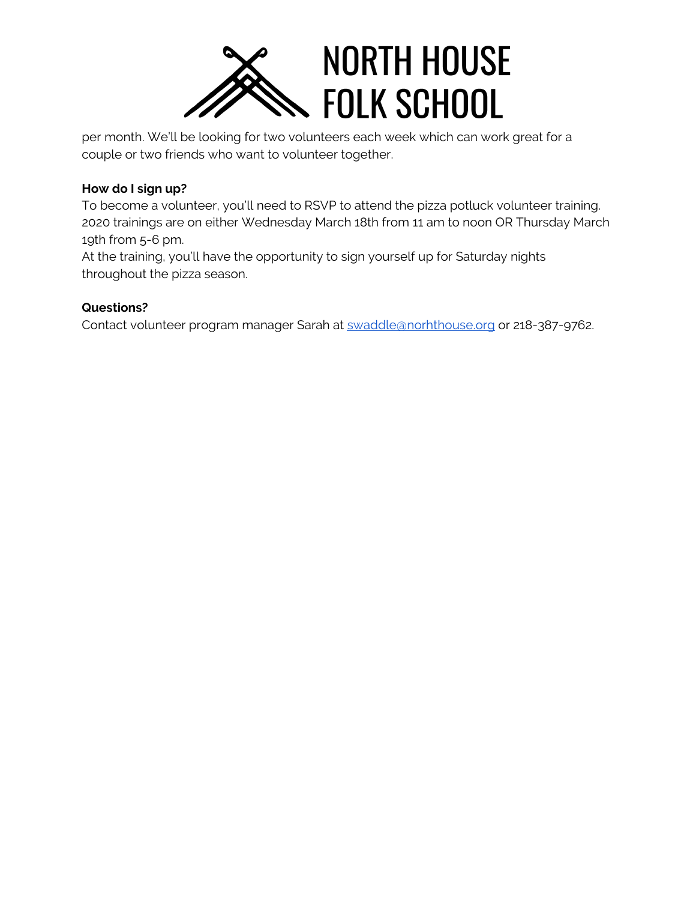# NORTH HOUSE FOLK SCHOOL

per month. We'll be looking for two volunteers each week which can work great for a couple or two friends who want to volunteer together.

**How do I sign up?**

To become a volunteer, you'll need to RSVP to attend the pizza potluck volunteer training. 2020 trainings are on either Wednesday March 18th from 11 am to noon OR Thursday March 19th from 5-6 pm.

At the training, you'll have the opportunity to sign yourself up for Saturday nights throughout the pizza season.

**Questions?**

Contact volunteer program manager Sarah at swaddle@norhthouse.org or 218-387-9762.